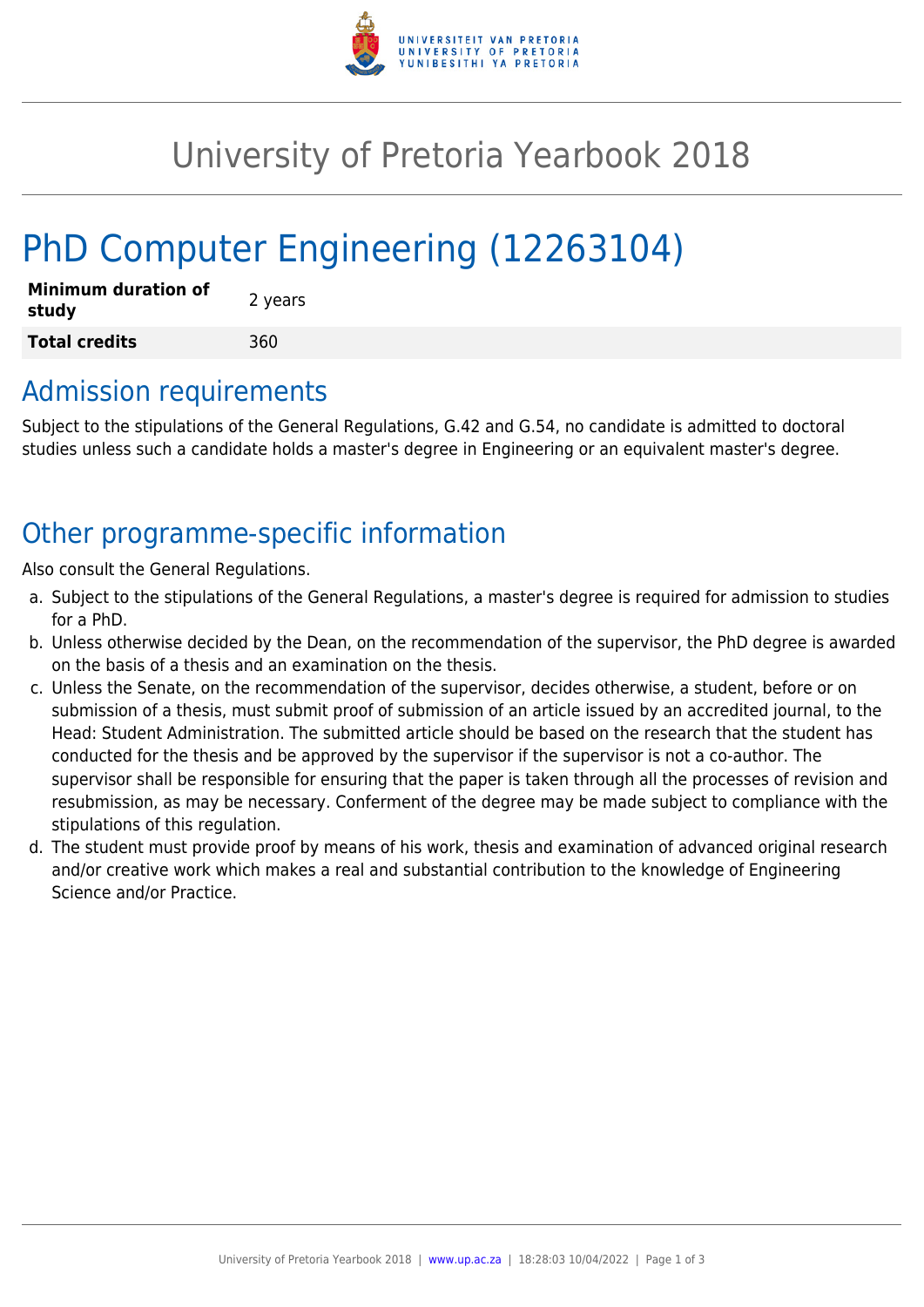# University of Pretoria Yearbook 2018

# PhD Computer Engineering (12263104)

| | |
|---|---|
| **Minimum duration of study** | 2 years |
| **Total credits** | 360 |

## Admission requirements

Subject to the stipulations of the General Regulations, G.42 and G.54, no candidate is admitted to doctoral studies unless such a candidate holds a master's degree in Engineering or an equivalent master's degree.

## Other programme-specific information

Also consult the General Regulations.

a. Subject to the stipulations of the General Regulations, a master's degree is required for admission to studies for a PhD.
b. Unless otherwise decided by the Dean, on the recommendation of the supervisor, the PhD degree is awarded on the basis of a thesis and an examination on the thesis.
c. Unless the Senate, on the recommendation of the supervisor, decides otherwise, a student, before or on submission of a thesis, must submit proof of submission of an article issued by an accredited journal, to the Head: Student Administration. The submitted article should be based on the research that the student has conducted for the thesis and be approved by the supervisor if the supervisor is not a co-author. The supervisor shall be responsible for ensuring that the paper is taken through all the processes of revision and resubmission, as may be necessary. Conferment of the degree may be made subject to compliance with the stipulations of this regulation.
d. The student must provide proof by means of his work, thesis and examination of advanced original research and/or creative work which makes a real and substantial contribution to the knowledge of Engineering Science and/or Practice.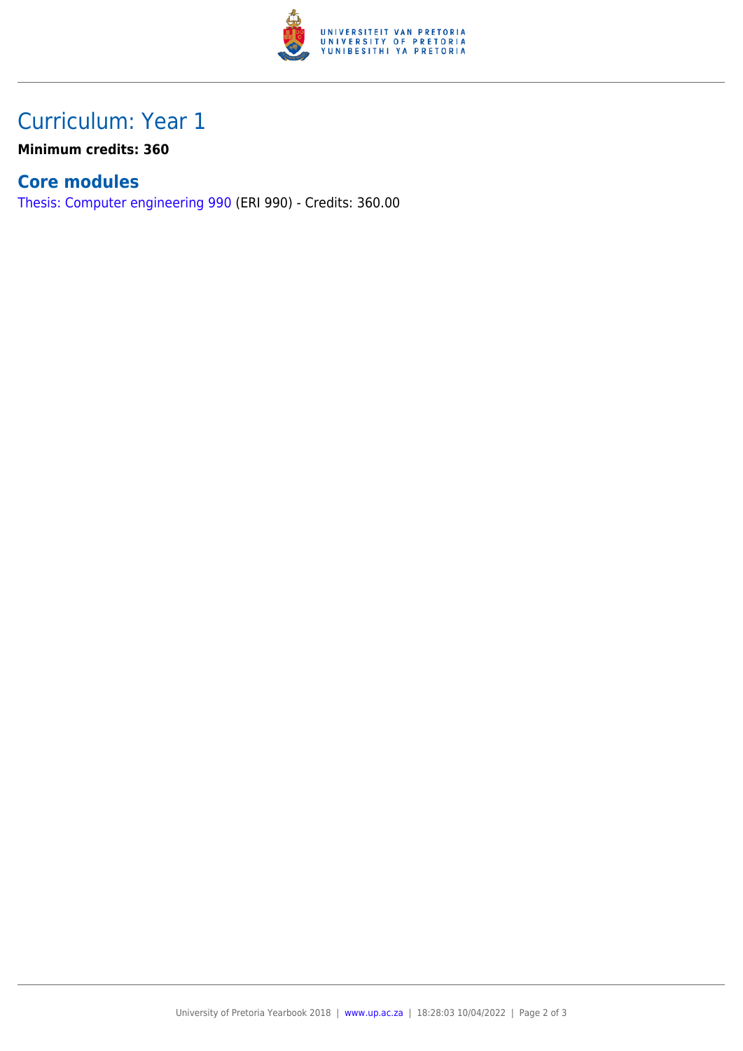# Curriculum: Year 1

**Minimum credits: 360**

## Core modules

Thesis: Computer engineering 990 (ERI 990) - Credits: 360.00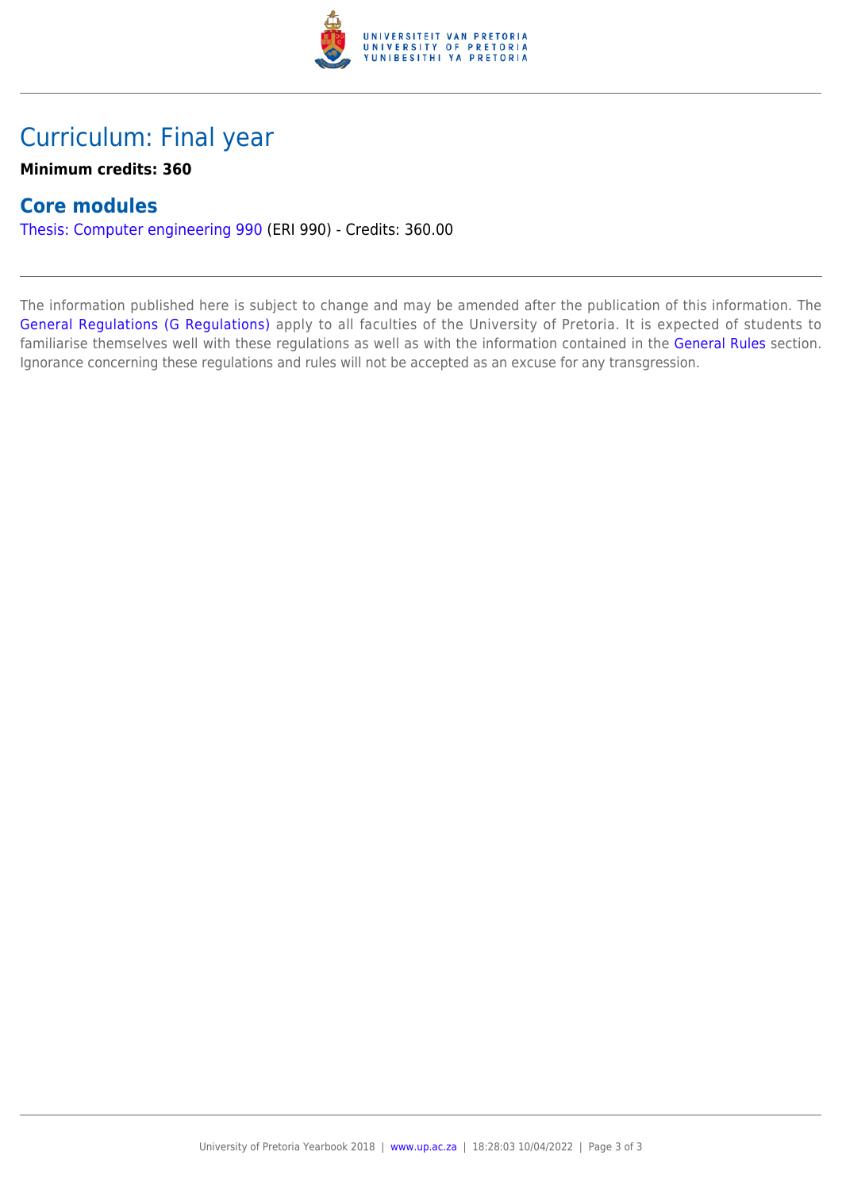# Curriculum: Final year

**Minimum credits: 360**

## Core modules

Thesis: Computer engineering 990 (ERI 990) - Credits: 360.00

The information published here is subject to change and may be amended after the publication of this information. The General Regulations (G Regulations) apply to all faculties of the University of Pretoria. It is expected of students to familiarise themselves well with these regulations as well as with the information contained in the General Rules section. Ignorance concerning these regulations and rules will not be accepted as an excuse for any transgression.